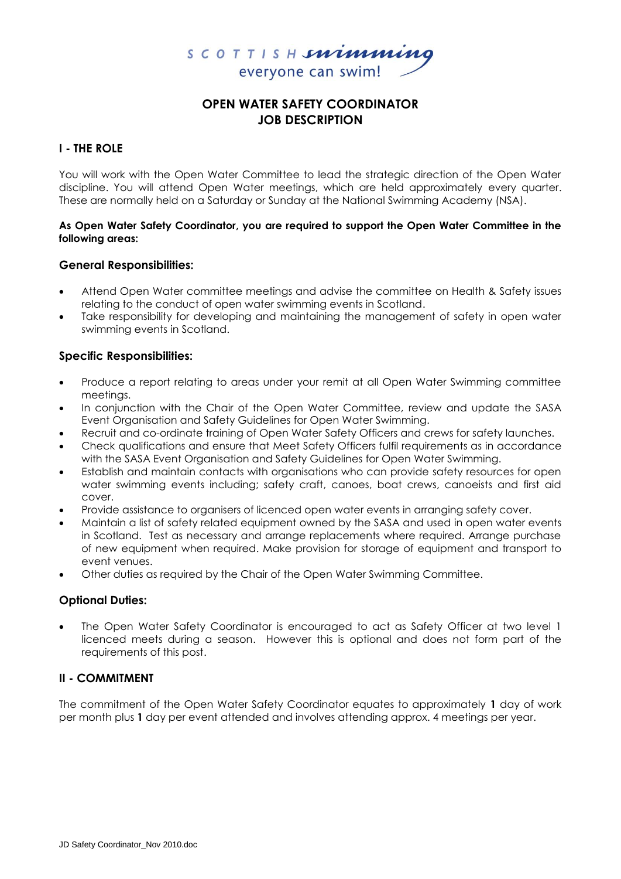SCOTTISH swimming
everyone can swim!

# OPEN WATER SAFETY COORDINATOR
# JOB DESCRIPTION

## I - THE ROLE

You will work with the Open Water Committee to lead the strategic direction of the Open Water discipline. You will attend Open Water meetings, which are held approximately every quarter. These are normally held on a Saturday or Sunday at the National Swimming Academy (NSA).

**As Open Water Safety Coordinator, you are required to support the Open Water Committee in the following areas:**

### General Responsibilities:

- Attend Open Water committee meetings and advise the committee on Health & Safety issues relating to the conduct of open water swimming events in Scotland.
- Take responsibility for developing and maintaining the management of safety in open water swimming events in Scotland.

### Specific Responsibilities:

- Produce a report relating to areas under your remit at all Open Water Swimming committee meetings.
- In conjunction with the Chair of the Open Water Committee, review and update the SASA Event Organisation and Safety Guidelines for Open Water Swimming.
- Recruit and co-ordinate training of Open Water Safety Officers and crews for safety launches.
- Check qualifications and ensure that Meet Safety Officers fulfil requirements as in accordance with the SASA Event Organisation and Safety Guidelines for Open Water Swimming.
- Establish and maintain contacts with organisations who can provide safety resources for open water swimming events including; safety craft, canoes, boat crews, canoeists and first aid cover.
- Provide assistance to organisers of licenced open water events in arranging safety cover.
- Maintain a list of safety related equipment owned by the SASA and used in open water events in Scotland. Test as necessary and arrange replacements where required. Arrange purchase of new equipment when required. Make provision for storage of equipment and transport to event venues.
- Other duties as required by the Chair of the Open Water Swimming Committee.

### Optional Duties:

- The Open Water Safety Coordinator is encouraged to act as Safety Officer at two level 1 licenced meets during a season. However this is optional and does not form part of the requirements of this post.

## II - COMMITMENT

The commitment of the Open Water Safety Coordinator equates to approximately **1** day of work per month plus **1** day per event attended and involves attending approx. 4 meetings per year.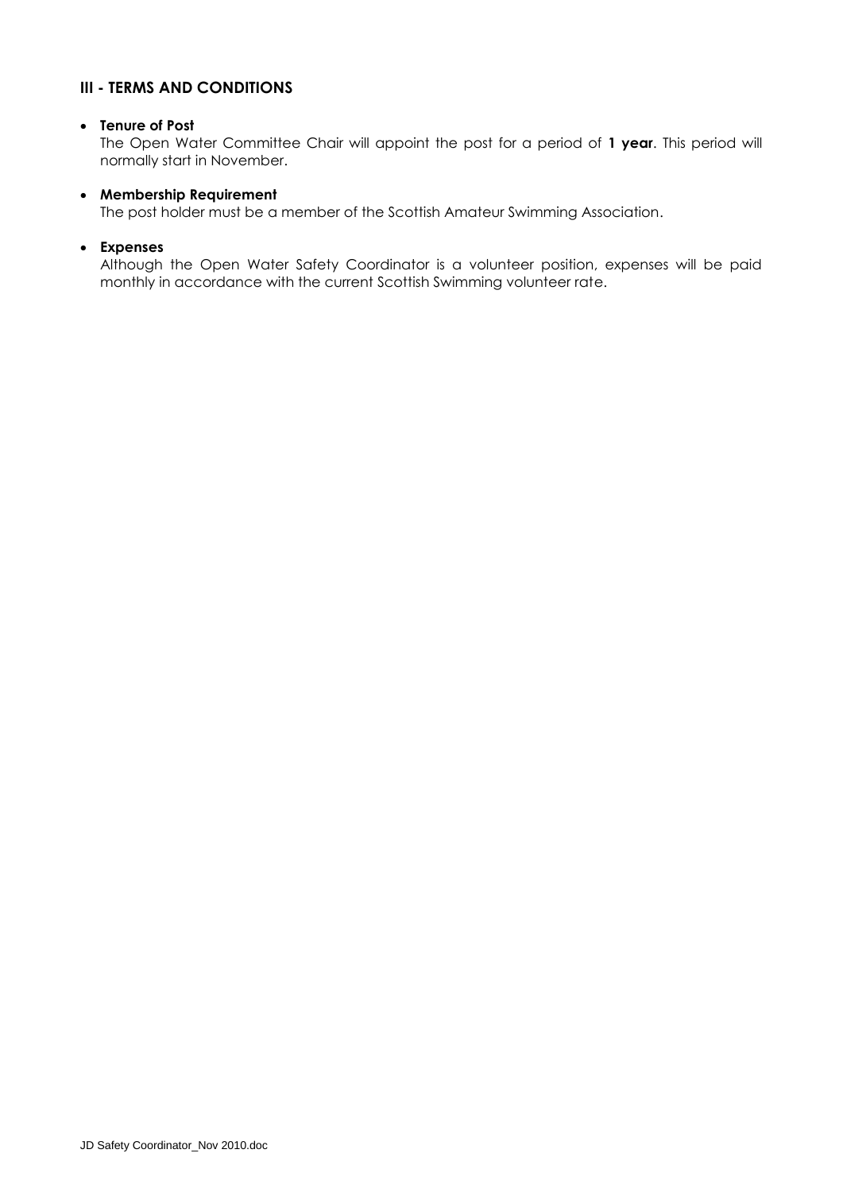## III - TERMS AND CONDITIONS

- **Tenure of Post**
  The Open Water Committee Chair will appoint the post for a period of **1 year**. This period will normally start in November.

- **Membership Requirement**
  The post holder must be a member of the Scottish Amateur Swimming Association.

- **Expenses**
  Although the Open Water Safety Coordinator is a volunteer position, expenses will be paid monthly in accordance with the current Scottish Swimming volunteer rate.